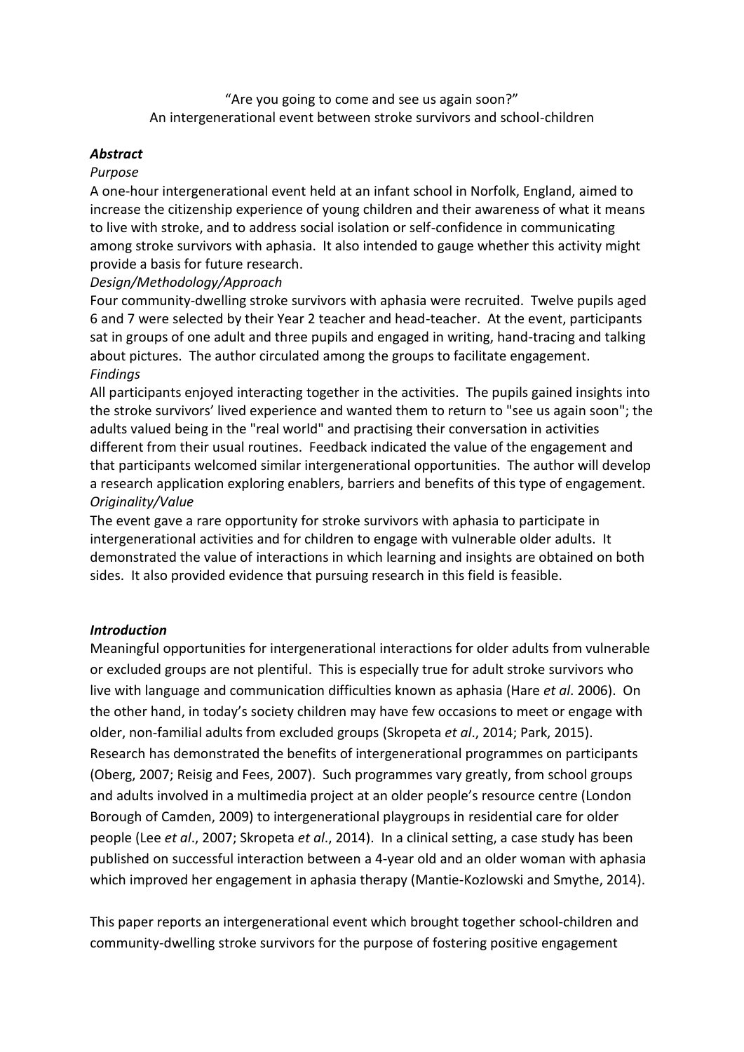“Are you going to come and see us again soon?”
An intergenerational event between stroke survivors and school-children

### *Abstract*

*Purpose*

A one-hour intergenerational event held at an infant school in Norfolk, England, aimed to increase the citizenship experience of young children and their awareness of what it means to live with stroke, and to address social isolation or self-confidence in communicating among stroke survivors with aphasia. It also intended to gauge whether this activity might provide a basis for future research.

*Design/Methodology/Approach*

Four community-dwelling stroke survivors with aphasia were recruited. Twelve pupils aged 6 and 7 were selected by their Year 2 teacher and head-teacher. At the event, participants sat in groups of one adult and three pupils and engaged in writing, hand-tracing and talking about pictures. The author circulated among the groups to facilitate engagement.

*Findings*

All participants enjoyed interacting together in the activities. The pupils gained insights into the stroke survivors’ lived experience and wanted them to return to "see us again soon"; the adults valued being in the "real world" and practising their conversation in activities different from their usual routines. Feedback indicated the value of the engagement and that participants welcomed similar intergenerational opportunities. The author will develop a research application exploring enablers, barriers and benefits of this type of engagement.

*Originality/Value*

The event gave a rare opportunity for stroke survivors with aphasia to participate in intergenerational activities and for children to engage with vulnerable older adults. It demonstrated the value of interactions in which learning and insights are obtained on both sides. It also provided evidence that pursuing research in this field is feasible.

### *Introduction*

Meaningful opportunities for intergenerational interactions for older adults from vulnerable or excluded groups are not plentiful. This is especially true for adult stroke survivors who live with language and communication difficulties known as aphasia (Hare *et al*. 2006). On the other hand, in today’s society children may have few occasions to meet or engage with older, non-familial adults from excluded groups (Skropeta *et al*., 2014; Park, 2015). Research has demonstrated the benefits of intergenerational programmes on participants (Oberg, 2007; Reisig and Fees, 2007). Such programmes vary greatly, from school groups and adults involved in a multimedia project at an older people’s resource centre (London Borough of Camden, 2009) to intergenerational playgroups in residential care for older people (Lee *et al*., 2007; Skropeta *et al*., 2014). In a clinical setting, a case study has been published on successful interaction between a 4-year old and an older woman with aphasia which improved her engagement in aphasia therapy (Mantie-Kozlowski and Smythe, 2014).

This paper reports an intergenerational event which brought together school-children and community-dwelling stroke survivors for the purpose of fostering positive engagement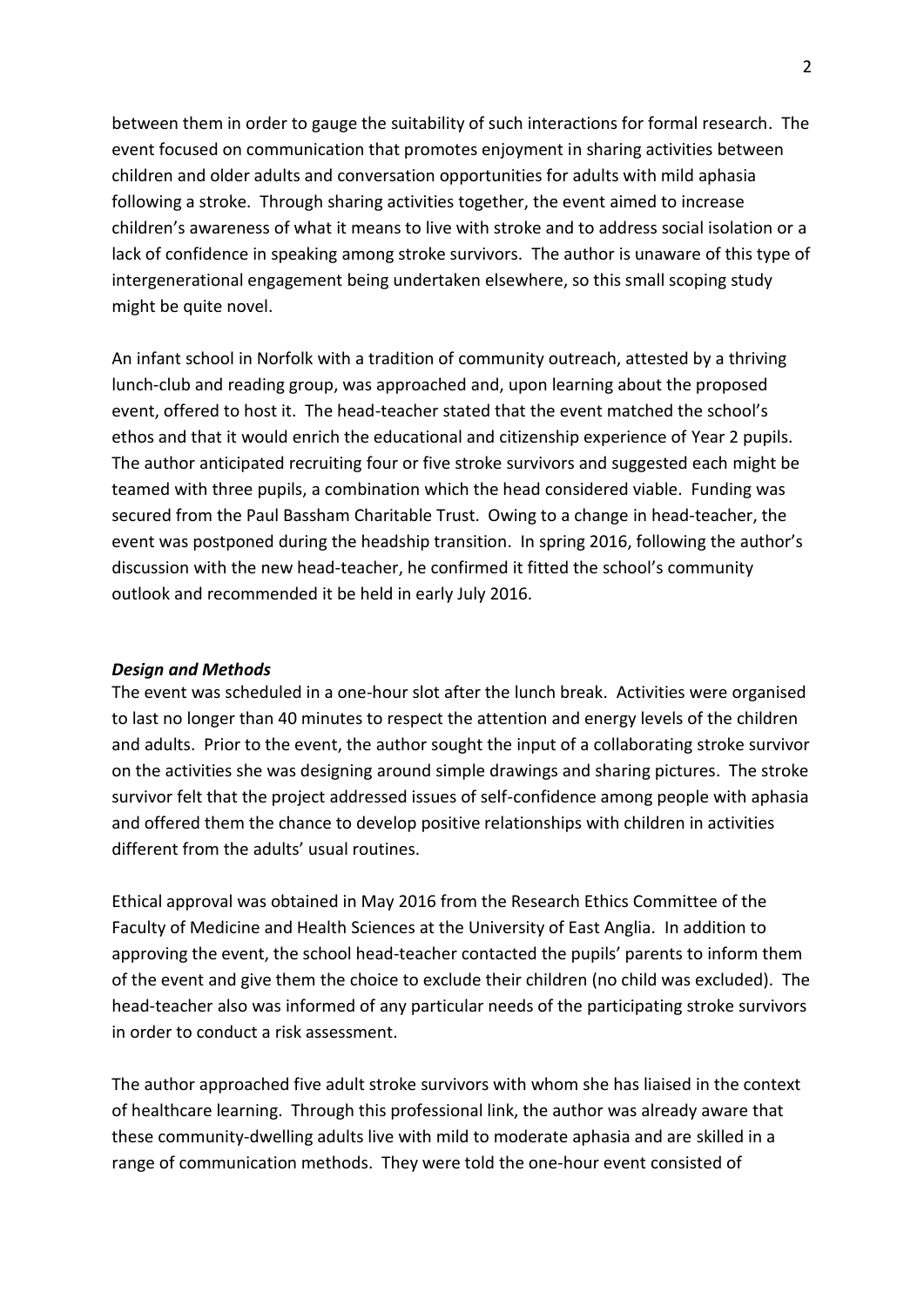between them in order to gauge the suitability of such interactions for formal research. The event focused on communication that promotes enjoyment in sharing activities between children and older adults and conversation opportunities for adults with mild aphasia following a stroke. Through sharing activities together, the event aimed to increase children's awareness of what it means to live with stroke and to address social isolation or a lack of confidence in speaking among stroke survivors. The author is unaware of this type of intergenerational engagement being undertaken elsewhere, so this small scoping study might be quite novel.

An infant school in Norfolk with a tradition of community outreach, attested by a thriving lunch-club and reading group, was approached and, upon learning about the proposed event, offered to host it. The head-teacher stated that the event matched the school's ethos and that it would enrich the educational and citizenship experience of Year 2 pupils. The author anticipated recruiting four or five stroke survivors and suggested each might be teamed with three pupils, a combination which the head considered viable. Funding was secured from the Paul Bassham Charitable Trust. Owing to a change in head-teacher, the event was postponed during the headship transition. In spring 2016, following the author's discussion with the new head-teacher, he confirmed it fitted the school's community outlook and recommended it be held in early July 2016.

***Design and Methods***

The event was scheduled in a one-hour slot after the lunch break. Activities were organised to last no longer than 40 minutes to respect the attention and energy levels of the children and adults. Prior to the event, the author sought the input of a collaborating stroke survivor on the activities she was designing around simple drawings and sharing pictures. The stroke survivor felt that the project addressed issues of self-confidence among people with aphasia and offered them the chance to develop positive relationships with children in activities different from the adults' usual routines.

Ethical approval was obtained in May 2016 from the Research Ethics Committee of the Faculty of Medicine and Health Sciences at the University of East Anglia. In addition to approving the event, the school head-teacher contacted the pupils' parents to inform them of the event and give them the choice to exclude their children (no child was excluded). The head-teacher also was informed of any particular needs of the participating stroke survivors in order to conduct a risk assessment.

The author approached five adult stroke survivors with whom she has liaised in the context of healthcare learning. Through this professional link, the author was already aware that these community-dwelling adults live with mild to moderate aphasia and are skilled in a range of communication methods. They were told the one-hour event consisted of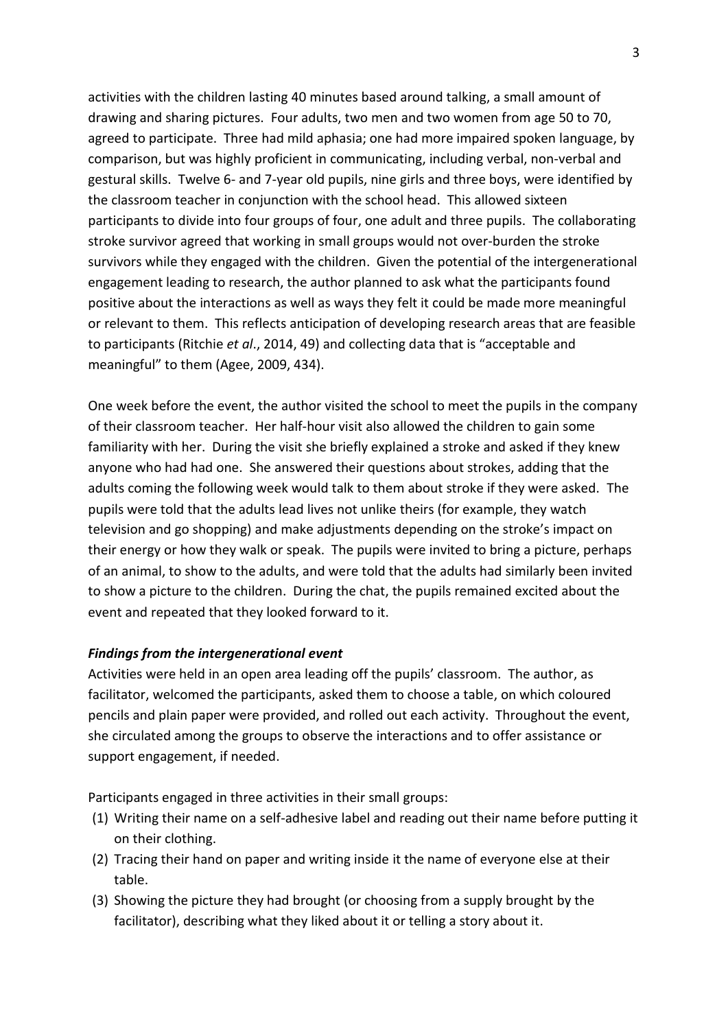activities with the children lasting 40 minutes based around talking, a small amount of drawing and sharing pictures. Four adults, two men and two women from age 50 to 70, agreed to participate. Three had mild aphasia; one had more impaired spoken language, by comparison, but was highly proficient in communicating, including verbal, non-verbal and gestural skills. Twelve 6- and 7-year old pupils, nine girls and three boys, were identified by the classroom teacher in conjunction with the school head. This allowed sixteen participants to divide into four groups of four, one adult and three pupils. The collaborating stroke survivor agreed that working in small groups would not over-burden the stroke survivors while they engaged with the children. Given the potential of the intergenerational engagement leading to research, the author planned to ask what the participants found positive about the interactions as well as ways they felt it could be made more meaningful or relevant to them. This reflects anticipation of developing research areas that are feasible to participants (Ritchie *et al*., 2014, 49) and collecting data that is "acceptable and meaningful" to them (Agee, 2009, 434).

One week before the event, the author visited the school to meet the pupils in the company of their classroom teacher. Her half-hour visit also allowed the children to gain some familiarity with her. During the visit she briefly explained a stroke and asked if they knew anyone who had had one. She answered their questions about strokes, adding that the adults coming the following week would talk to them about stroke if they were asked. The pupils were told that the adults lead lives not unlike theirs (for example, they watch television and go shopping) and make adjustments depending on the stroke's impact on their energy or how they walk or speak. The pupils were invited to bring a picture, perhaps of an animal, to show to the adults, and were told that the adults had similarly been invited to show a picture to the children. During the chat, the pupils remained excited about the event and repeated that they looked forward to it.

***Findings from the intergenerational event***

Activities were held in an open area leading off the pupils' classroom. The author, as facilitator, welcomed the participants, asked them to choose a table, on which coloured pencils and plain paper were provided, and rolled out each activity. Throughout the event, she circulated among the groups to observe the interactions and to offer assistance or support engagement, if needed.

Participants engaged in three activities in their small groups:

(1) Writing their name on a self-adhesive label and reading out their name before putting it on their clothing.
(2) Tracing their hand on paper and writing inside it the name of everyone else at their table.
(3) Showing the picture they had brought (or choosing from a supply brought by the facilitator), describing what they liked about it or telling a story about it.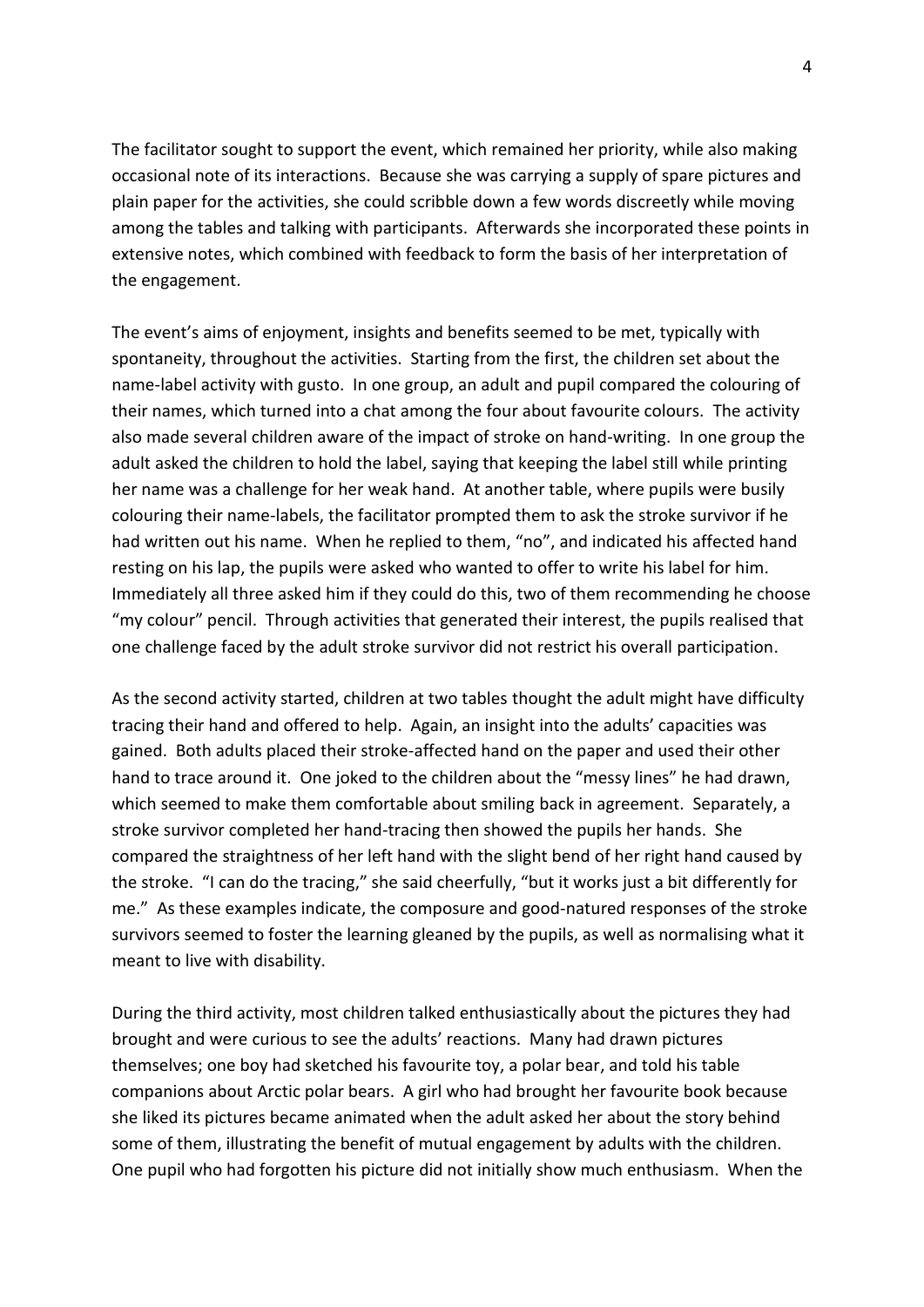The facilitator sought to support the event, which remained her priority, while also making occasional note of its interactions. Because she was carrying a supply of spare pictures and plain paper for the activities, she could scribble down a few words discreetly while moving among the tables and talking with participants. Afterwards she incorporated these points in extensive notes, which combined with feedback to form the basis of her interpretation of the engagement.

The event's aims of enjoyment, insights and benefits seemed to be met, typically with spontaneity, throughout the activities. Starting from the first, the children set about the name-label activity with gusto. In one group, an adult and pupil compared the colouring of their names, which turned into a chat among the four about favourite colours. The activity also made several children aware of the impact of stroke on hand-writing. In one group the adult asked the children to hold the label, saying that keeping the label still while printing her name was a challenge for her weak hand. At another table, where pupils were busily colouring their name-labels, the facilitator prompted them to ask the stroke survivor if he had written out his name. When he replied to them, "no", and indicated his affected hand resting on his lap, the pupils were asked who wanted to offer to write his label for him. Immediately all three asked him if they could do this, two of them recommending he choose "my colour" pencil. Through activities that generated their interest, the pupils realised that one challenge faced by the adult stroke survivor did not restrict his overall participation.

As the second activity started, children at two tables thought the adult might have difficulty tracing their hand and offered to help. Again, an insight into the adults' capacities was gained. Both adults placed their stroke-affected hand on the paper and used their other hand to trace around it. One joked to the children about the "messy lines" he had drawn, which seemed to make them comfortable about smiling back in agreement. Separately, a stroke survivor completed her hand-tracing then showed the pupils her hands. She compared the straightness of her left hand with the slight bend of her right hand caused by the stroke. "I can do the tracing," she said cheerfully, "but it works just a bit differently for me." As these examples indicate, the composure and good-natured responses of the stroke survivors seemed to foster the learning gleaned by the pupils, as well as normalising what it meant to live with disability.

During the third activity, most children talked enthusiastically about the pictures they had brought and were curious to see the adults' reactions. Many had drawn pictures themselves; one boy had sketched his favourite toy, a polar bear, and told his table companions about Arctic polar bears. A girl who had brought her favourite book because she liked its pictures became animated when the adult asked her about the story behind some of them, illustrating the benefit of mutual engagement by adults with the children. One pupil who had forgotten his picture did not initially show much enthusiasm. When the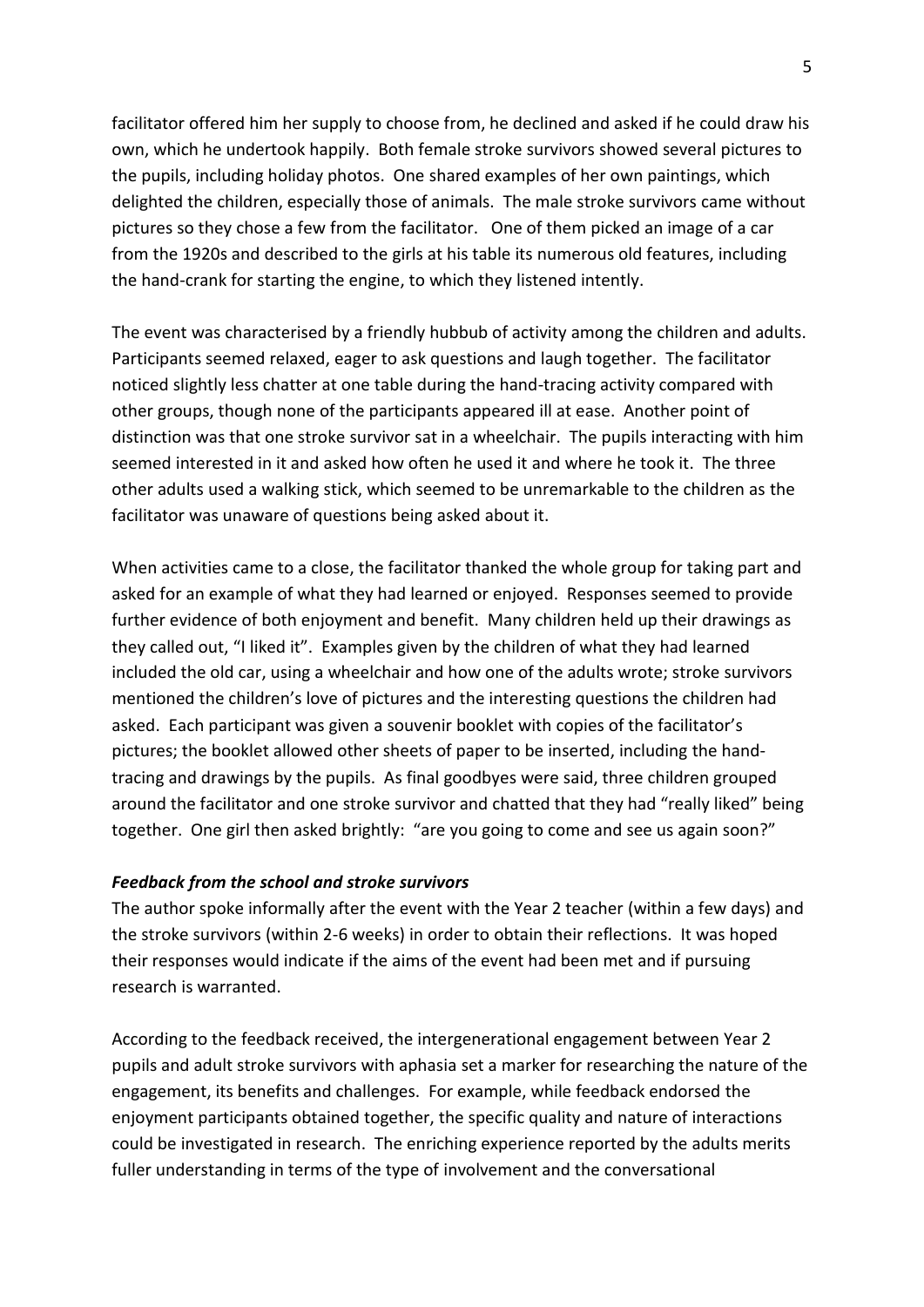facilitator offered him her supply to choose from, he declined and asked if he could draw his own, which he undertook happily. Both female stroke survivors showed several pictures to the pupils, including holiday photos. One shared examples of her own paintings, which delighted the children, especially those of animals. The male stroke survivors came without pictures so they chose a few from the facilitator. One of them picked an image of a car from the 1920s and described to the girls at his table its numerous old features, including the hand-crank for starting the engine, to which they listened intently.

The event was characterised by a friendly hubbub of activity among the children and adults. Participants seemed relaxed, eager to ask questions and laugh together. The facilitator noticed slightly less chatter at one table during the hand-tracing activity compared with other groups, though none of the participants appeared ill at ease. Another point of distinction was that one stroke survivor sat in a wheelchair. The pupils interacting with him seemed interested in it and asked how often he used it and where he took it. The three other adults used a walking stick, which seemed to be unremarkable to the children as the facilitator was unaware of questions being asked about it.

When activities came to a close, the facilitator thanked the whole group for taking part and asked for an example of what they had learned or enjoyed. Responses seemed to provide further evidence of both enjoyment and benefit. Many children held up their drawings as they called out, "I liked it". Examples given by the children of what they had learned included the old car, using a wheelchair and how one of the adults wrote; stroke survivors mentioned the children's love of pictures and the interesting questions the children had asked. Each participant was given a souvenir booklet with copies of the facilitator's pictures; the booklet allowed other sheets of paper to be inserted, including the hand-tracing and drawings by the pupils. As final goodbyes were said, three children grouped around the facilitator and one stroke survivor and chatted that they had "really liked" being together. One girl then asked brightly: "are you going to come and see us again soon?"

***Feedback from the school and stroke survivors***

The author spoke informally after the event with the Year 2 teacher (within a few days) and the stroke survivors (within 2-6 weeks) in order to obtain their reflections. It was hoped their responses would indicate if the aims of the event had been met and if pursuing research is warranted.

According to the feedback received, the intergenerational engagement between Year 2 pupils and adult stroke survivors with aphasia set a marker for researching the nature of the engagement, its benefits and challenges. For example, while feedback endorsed the enjoyment participants obtained together, the specific quality and nature of interactions could be investigated in research. The enriching experience reported by the adults merits fuller understanding in terms of the type of involvement and the conversational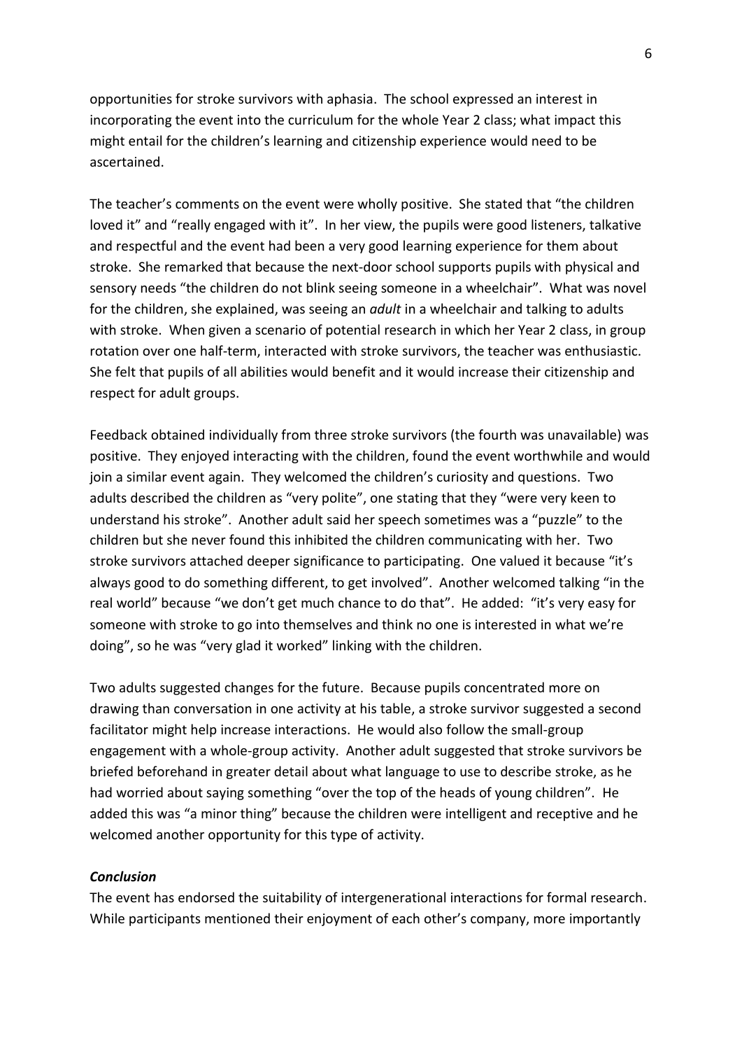opportunities for stroke survivors with aphasia. The school expressed an interest in incorporating the event into the curriculum for the whole Year 2 class; what impact this might entail for the children's learning and citizenship experience would need to be ascertained.

The teacher's comments on the event were wholly positive. She stated that "the children loved it" and "really engaged with it". In her view, the pupils were good listeners, talkative and respectful and the event had been a very good learning experience for them about stroke. She remarked that because the next-door school supports pupils with physical and sensory needs "the children do not blink seeing someone in a wheelchair". What was novel for the children, she explained, was seeing an *adult* in a wheelchair and talking to adults with stroke. When given a scenario of potential research in which her Year 2 class, in group rotation over one half-term, interacted with stroke survivors, the teacher was enthusiastic. She felt that pupils of all abilities would benefit and it would increase their citizenship and respect for adult groups.

Feedback obtained individually from three stroke survivors (the fourth was unavailable) was positive. They enjoyed interacting with the children, found the event worthwhile and would join a similar event again. They welcomed the children's curiosity and questions. Two adults described the children as "very polite", one stating that they "were very keen to understand his stroke". Another adult said her speech sometimes was a "puzzle" to the children but she never found this inhibited the children communicating with her. Two stroke survivors attached deeper significance to participating. One valued it because "it's always good to do something different, to get involved". Another welcomed talking "in the real world" because "we don't get much chance to do that". He added: "it's very easy for someone with stroke to go into themselves and think no one is interested in what we're doing", so he was "very glad it worked" linking with the children.

Two adults suggested changes for the future. Because pupils concentrated more on drawing than conversation in one activity at his table, a stroke survivor suggested a second facilitator might help increase interactions. He would also follow the small-group engagement with a whole-group activity. Another adult suggested that stroke survivors be briefed beforehand in greater detail about what language to use to describe stroke, as he had worried about saying something "over the top of the heads of young children". He added this was "a minor thing" because the children were intelligent and receptive and he welcomed another opportunity for this type of activity.

***Conclusion***

The event has endorsed the suitability of intergenerational interactions for formal research. While participants mentioned their enjoyment of each other's company, more importantly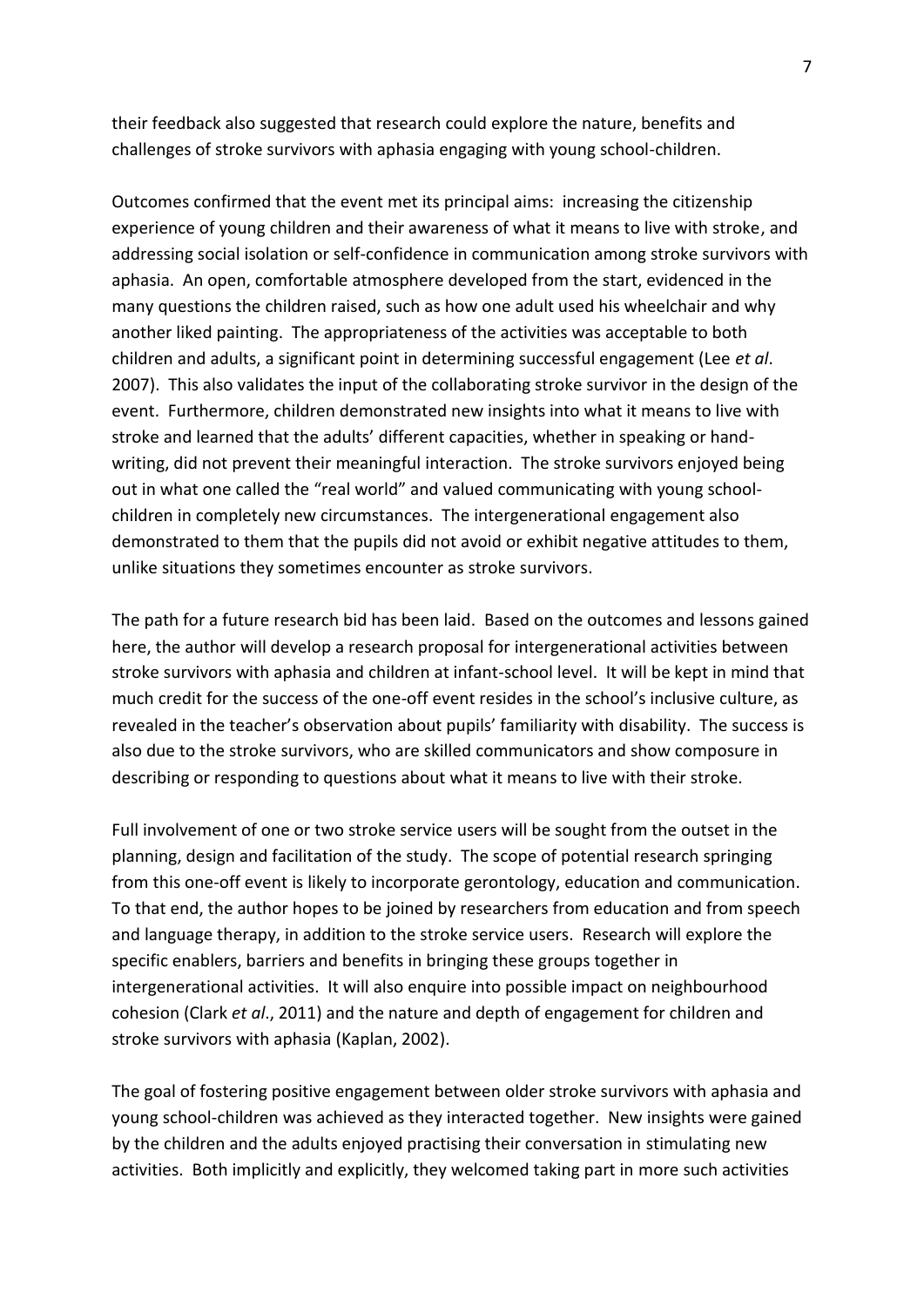their feedback also suggested that research could explore the nature, benefits and challenges of stroke survivors with aphasia engaging with young school-children.

Outcomes confirmed that the event met its principal aims: increasing the citizenship experience of young children and their awareness of what it means to live with stroke, and addressing social isolation or self-confidence in communication among stroke survivors with aphasia. An open, comfortable atmosphere developed from the start, evidenced in the many questions the children raised, such as how one adult used his wheelchair and why another liked painting. The appropriateness of the activities was acceptable to both children and adults, a significant point in determining successful engagement (Lee *et al*. 2007). This also validates the input of the collaborating stroke survivor in the design of the event. Furthermore, children demonstrated new insights into what it means to live with stroke and learned that the adults' different capacities, whether in speaking or hand-writing, did not prevent their meaningful interaction. The stroke survivors enjoyed being out in what one called the "real world" and valued communicating with young school-children in completely new circumstances. The intergenerational engagement also demonstrated to them that the pupils did not avoid or exhibit negative attitudes to them, unlike situations they sometimes encounter as stroke survivors.

The path for a future research bid has been laid. Based on the outcomes and lessons gained here, the author will develop a research proposal for intergenerational activities between stroke survivors with aphasia and children at infant-school level. It will be kept in mind that much credit for the success of the one-off event resides in the school's inclusive culture, as revealed in the teacher's observation about pupils' familiarity with disability. The success is also due to the stroke survivors, who are skilled communicators and show composure in describing or responding to questions about what it means to live with their stroke.

Full involvement of one or two stroke service users will be sought from the outset in the planning, design and facilitation of the study. The scope of potential research springing from this one-off event is likely to incorporate gerontology, education and communication. To that end, the author hopes to be joined by researchers from education and from speech and language therapy, in addition to the stroke service users. Research will explore the specific enablers, barriers and benefits in bringing these groups together in intergenerational activities. It will also enquire into possible impact on neighbourhood cohesion (Clark *et al*., 2011) and the nature and depth of engagement for children and stroke survivors with aphasia (Kaplan, 2002).

The goal of fostering positive engagement between older stroke survivors with aphasia and young school-children was achieved as they interacted together. New insights were gained by the children and the adults enjoyed practising their conversation in stimulating new activities. Both implicitly and explicitly, they welcomed taking part in more such activities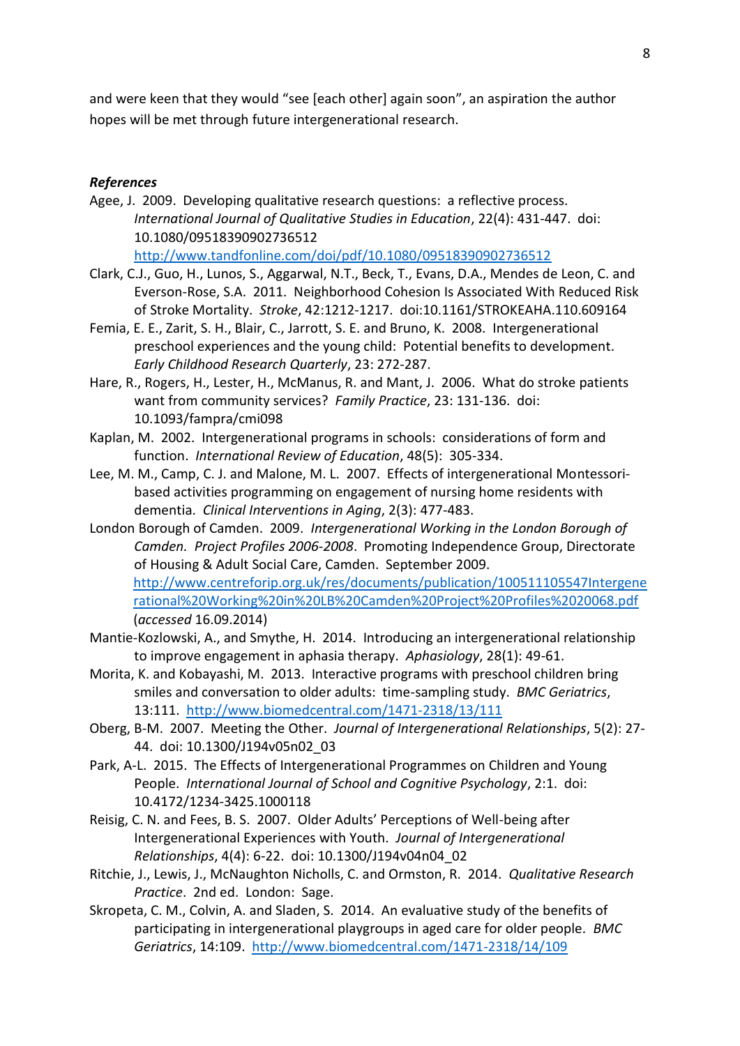and were keen that they would "see [each other] again soon", an aspiration the author hopes will be met through future intergenerational research.

***References***

Agee, J. 2009. Developing qualitative research questions: a reflective process. *International Journal of Qualitative Studies in Education*, 22(4): 431-447. doi: 10.1080/09518390902736512 http://www.tandfonline.com/doi/pdf/10.1080/09518390902736512

Clark, C.J., Guo, H., Lunos, S., Aggarwal, N.T., Beck, T., Evans, D.A., Mendes de Leon, C. and Everson-Rose, S.A. 2011. Neighborhood Cohesion Is Associated With Reduced Risk of Stroke Mortality. *Stroke*, 42:1212-1217. doi:10.1161/STROKEAHA.110.609164

Femia, E. E., Zarit, S. H., Blair, C., Jarrott, S. E. and Bruno, K. 2008. Intergenerational preschool experiences and the young child: Potential benefits to development. *Early Childhood Research Quarterly*, 23: 272-287.

Hare, R., Rogers, H., Lester, H., McManus, R. and Mant, J. 2006. What do stroke patients want from community services? *Family Practice*, 23: 131-136. doi: 10.1093/fampra/cmi098

Kaplan, M. 2002. Intergenerational programs in schools: considerations of form and function. *International Review of Education*, 48(5): 305-334.

Lee, M. M., Camp, C. J. and Malone, M. L. 2007. Effects of intergenerational Montessori-based activities programming on engagement of nursing home residents with dementia. *Clinical Interventions in Aging*, 2(3): 477-483.

London Borough of Camden. 2009. *Intergenerational Working in the London Borough of Camden. Project Profiles 2006-2008*. Promoting Independence Group, Directorate of Housing & Adult Social Care, Camden. September 2009. http://www.centreforip.org.uk/res/documents/publication/100511105547Intergenerational%20Working%20in%20LB%20Camden%20Project%20Profiles%2020068.pdf (*accessed* 16.09.2014)

Mantie-Kozlowski, A., and Smythe, H. 2014. Introducing an intergenerational relationship to improve engagement in aphasia therapy. *Aphasiology*, 28(1): 49-61.

Morita, K. and Kobayashi, M. 2013. Interactive programs with preschool children bring smiles and conversation to older adults: time-sampling study. *BMC Geriatrics*, 13:111. http://www.biomedcentral.com/1471-2318/13/111

Oberg, B-M. 2007. Meeting the Other. *Journal of Intergenerational Relationships*, 5(2): 27-44. doi: 10.1300/J194v05n02_03

Park, A-L. 2015. The Effects of Intergenerational Programmes on Children and Young People. *International Journal of School and Cognitive Psychology*, 2:1. doi: 10.4172/1234-3425.1000118

Reisig, C. N. and Fees, B. S. 2007. Older Adults' Perceptions of Well-being after Intergenerational Experiences with Youth. *Journal of Intergenerational Relationships*, 4(4): 6-22. doi: 10.1300/J194v04n04_02

Ritchie, J., Lewis, J., McNaughton Nicholls, C. and Ormston, R. 2014. *Qualitative Research Practice*. 2nd ed. London: Sage.

Skropeta, C. M., Colvin, A. and Sladen, S. 2014. An evaluative study of the benefits of participating in intergenerational playgroups in aged care for older people. *BMC Geriatrics*, 14:109. http://www.biomedcentral.com/1471-2318/14/109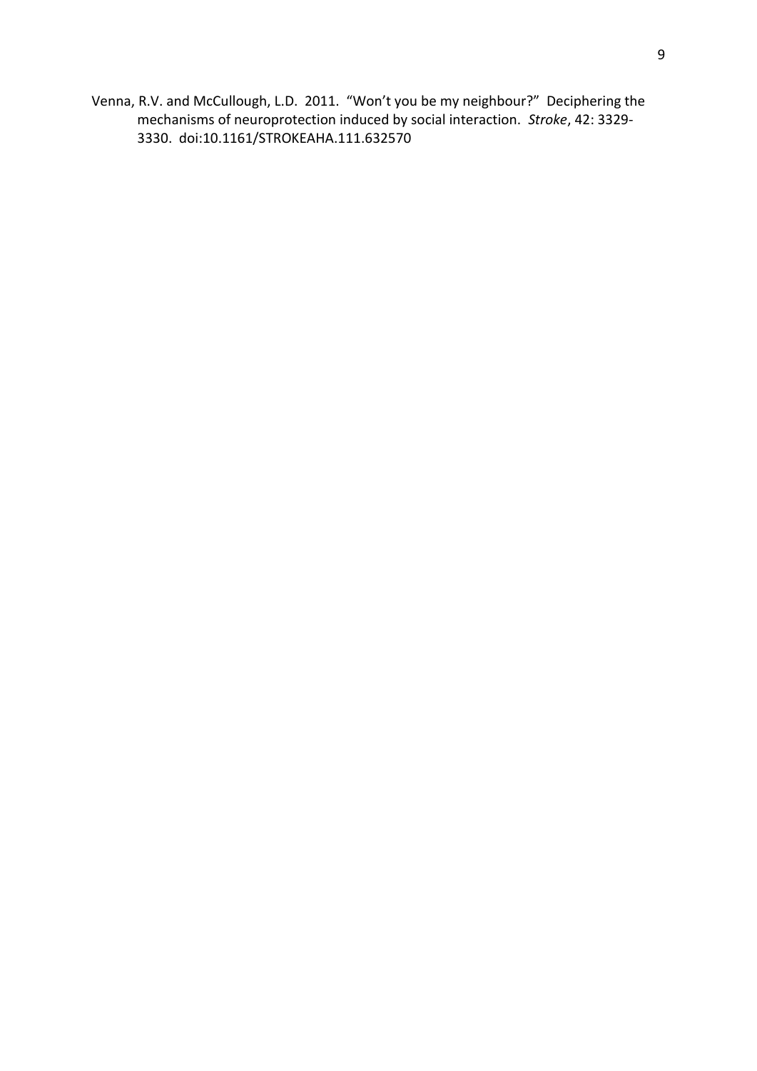Venna, R.V. and McCullough, L.D. 2011. "Won't you be my neighbour?" Deciphering the mechanisms of neuroprotection induced by social interaction. *Stroke*, 42: 3329-3330. doi:10.1161/STROKEAHA.111.632570